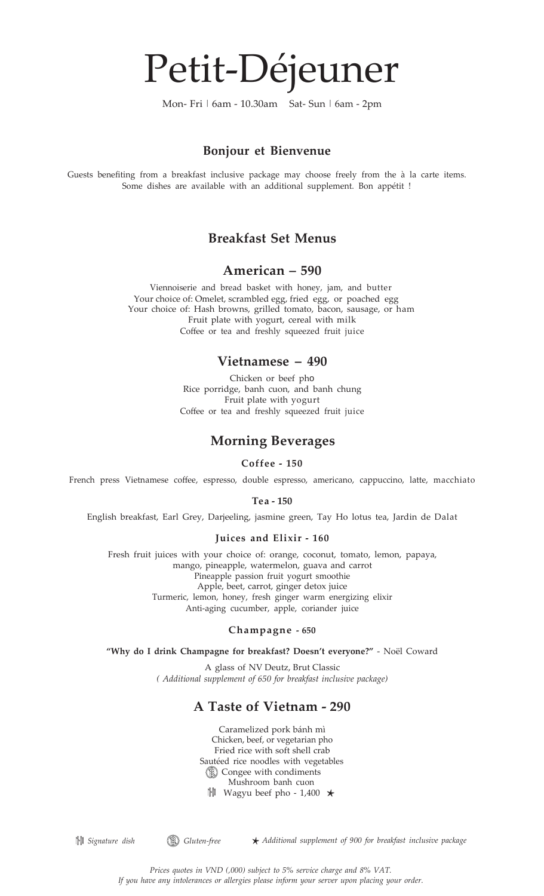# Petit-Déjeuner

Mon- Fri | 6am - 10.30am  Sat- Sun | 6am - 2pm

### Bonjour et Bienvenue

Guests benefiting from a breakfast inclusive package may choose freely from the à la carte items. Some dishes are available with an additional supplement. Bon appétit !

## Breakfast Set Menus

### American – 590

Viennoiserie and bread basket with honey, jam, and butter
Your choice of: Omelet, scrambled egg, fried egg, or poached egg
Your choice of: Hash browns, grilled tomato, bacon, sausage, or ham
Fruit plate with yogurt, cereal with milk
Coffee or tea and freshly squeezed fruit juice

### Vietnamese – 490

Chicken or beef pho
Rice porridge, banh cuon, and banh chung
Fruit plate with yogurt
Coffee or tea and freshly squeezed fruit juice

## Morning Beverages

**Coffee - 150**

French press Vietnamese coffee, espresso, double espresso, americano, cappuccino, latte, macchiato

**Tea - 150**

English breakfast, Earl Grey, Darjeeling, jasmine green, Tay Ho lotus tea, Jardin de Dalat

**Juices and Elixir - 160**

Fresh fruit juices with your choice of: orange, coconut, tomato, lemon, papaya, mango, pineapple, watermelon, guava and carrot
Pineapple passion fruit yogurt smoothie
Apple, beet, carrot, ginger detox juice
Turmeric, lemon, honey, fresh ginger warm energizing elixir
Anti-aging cucumber, apple, coriander juice

**Champagne - 650**

**"Why do I drink Champagne for breakfast? Doesn't everyone?"** - Noël Coward

A glass of NV Deutz, Brut Classic
*( Additional supplement of 650 for breakfast inclusive package)*

## A Taste of Vietnam - 290

Caramelized pork bánh mì
Chicken, beef, or vegetarian pho
Fried rice with soft shell crab
Sautéed rice noodles with vegetables
(Gluten-free) Congee with condiments
Mushroom banh cuon
(Signature dish) Wagyu beef pho - 1,400 ★

*Signature dish*  *Gluten-free*  ★ *Additional supplement of 900 for breakfast inclusive package*

*Prices quotes in VND (,000) subject to 5% service charge and 8% VAT.*
*If you have any intolerances or allergies please inform your server upon placing your order.*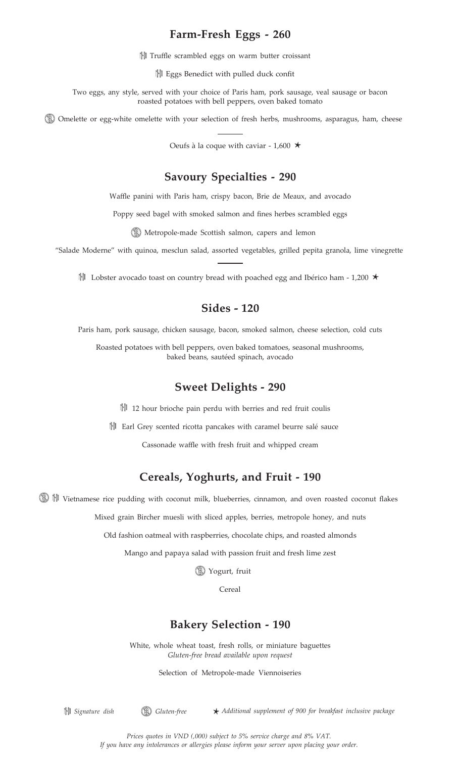## Farm-Fresh Eggs - 260

🍴 Truffle scrambled eggs on warm butter croissant

🍴 Eggs Benedict with pulled duck confit

Two eggs, any style, served with your choice of Paris ham, pork sausage, veal sausage or bacon roasted potatoes with bell peppers, oven baked tomato

(GF) Omelette or egg-white omelette with your selection of fresh herbs, mushrooms, asparagus, ham, cheese

---

Oeufs à la coque with caviar - 1,600 ★

## Savoury Specialties - 290

Waffle panini with Paris ham, crispy bacon, Brie de Meaux, and avocado

Poppy seed bagel with smoked salmon and fines herbes scrambled eggs

(GF) Metropole-made Scottish salmon, capers and lemon

"Salade Moderne" with quinoa, mesclun salad, assorted vegetables, grilled pepita granola, lime vinegrette

---

🍴 Lobster avocado toast on country bread with poached egg and Ibérico ham - 1,200 ★

## Sides - 120

Paris ham, pork sausage, chicken sausage, bacon, smoked salmon, cheese selection, cold cuts

Roasted potatoes with bell peppers, oven baked tomatoes, seasonal mushrooms, baked beans, sautéed spinach, avocado

## Sweet Delights - 290

🍴 12 hour brioche pain perdu with berries and red fruit coulis

🍴 Earl Grey scented ricotta pancakes with caramel beurre salé sauce

Cassonade waffle with fresh fruit and whipped cream

## Cereals, Yoghurts, and Fruit - 190

(GF) 🍴 Vietnamese rice pudding with coconut milk, blueberries, cinnamon, and oven roasted coconut flakes

Mixed grain Bircher muesli with sliced apples, berries, metropole honey, and nuts

Old fashion oatmeal with raspberries, chocolate chips, and roasted almonds

Mango and papaya salad with passion fruit and fresh lime zest

(GF) Yogurt, fruit

Cereal

## Bakery Selection - 190

White, whole wheat toast, fresh rolls, or miniature baguettes
*Gluten-free bread available upon request*

Selection of Metropole-made Viennoiseries

🍴 *Signature dish* (GF) *Gluten-free* ★ *Additional supplement of 900 for breakfast inclusive package*

*Prices quotes in VND (,000) subject to 5% service charge and 8% VAT.*
*If you have any intolerances or allergies please inform your server upon placing your order.*